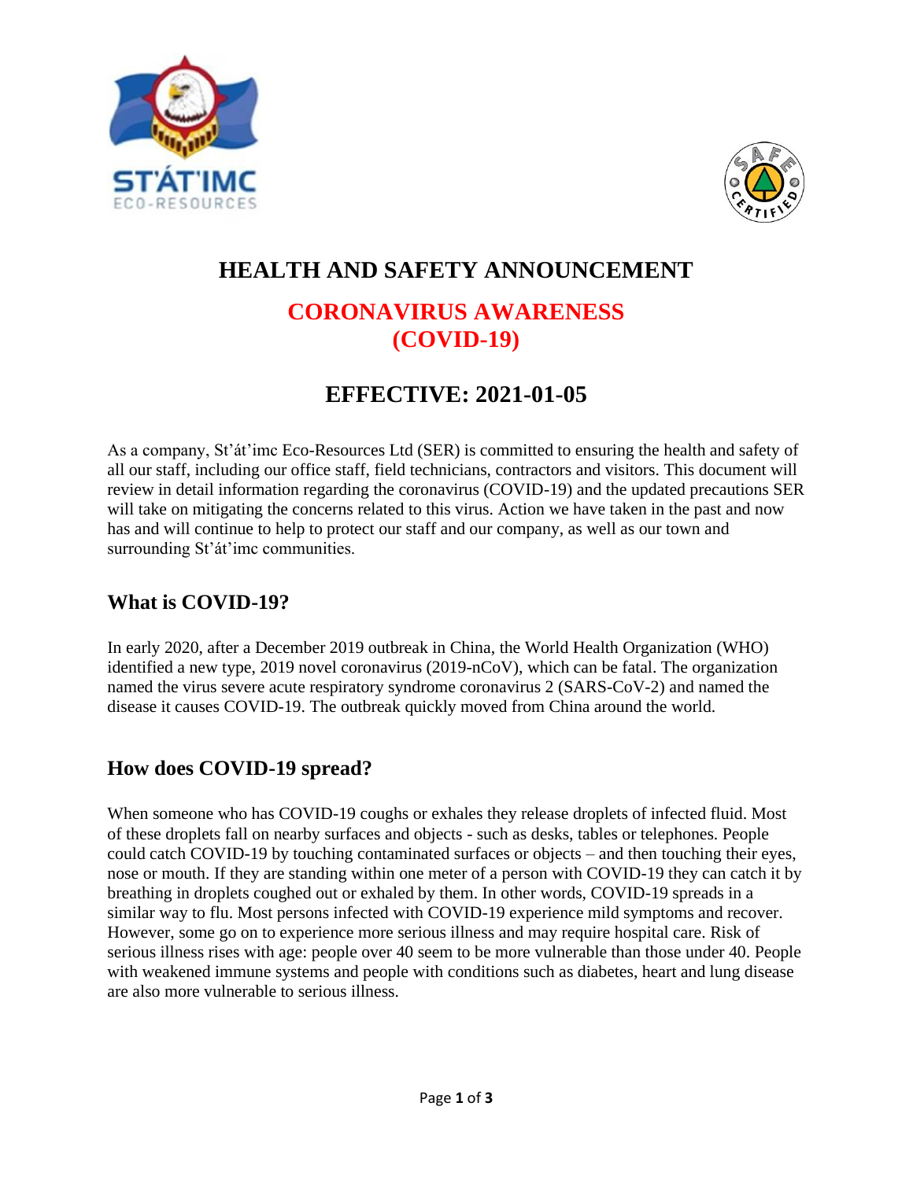# HEALTH AND SAFETY ANNOUNCEMENT

## CORONAVIRUS AWARENESS (COVID-19)

## EFFECTIVE: 2021-01-05

As a company, St'át'imc Eco-Resources Ltd (SER) is committed to ensuring the health and safety of all our staff, including our office staff, field technicians, contractors and visitors. This document will review in detail information regarding the coronavirus (COVID-19) and the updated precautions SER will take on mitigating the concerns related to this virus. Action we have taken in the past and now has and will continue to help to protect our staff and our company, as well as our town and surrounding St'át'imc communities.

### What is COVID-19?

In early 2020, after a December 2019 outbreak in China, the World Health Organization (WHO) identified a new type, 2019 novel coronavirus (2019-nCoV), which can be fatal. The organization named the virus severe acute respiratory syndrome coronavirus 2 (SARS-CoV-2) and named the disease it causes COVID-19. The outbreak quickly moved from China around the world.

### How does COVID-19 spread?

When someone who has COVID-19 coughs or exhales they release droplets of infected fluid. Most of these droplets fall on nearby surfaces and objects - such as desks, tables or telephones. People could catch COVID-19 by touching contaminated surfaces or objects – and then touching their eyes, nose or mouth. If they are standing within one meter of a person with COVID-19 they can catch it by breathing in droplets coughed out or exhaled by them. In other words, COVID-19 spreads in a similar way to flu. Most persons infected with COVID-19 experience mild symptoms and recover. However, some go on to experience more serious illness and may require hospital care. Risk of serious illness rises with age: people over 40 seem to be more vulnerable than those under 40. People with weakened immune systems and people with conditions such as diabetes, heart and lung disease are also more vulnerable to serious illness.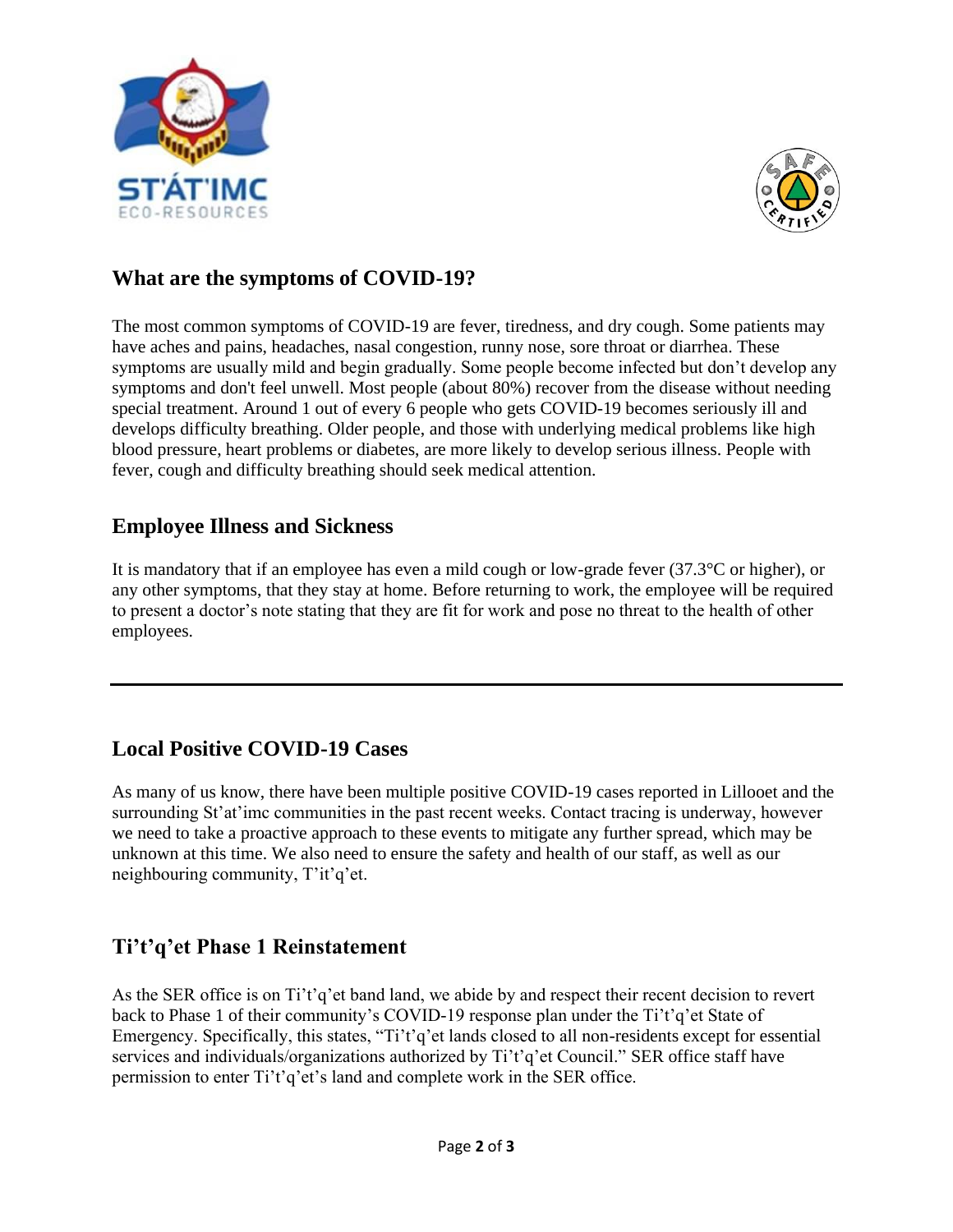## What are the symptoms of COVID-19?

The most common symptoms of COVID-19 are fever, tiredness, and dry cough. Some patients may have aches and pains, headaches, nasal congestion, runny nose, sore throat or diarrhea. These symptoms are usually mild and begin gradually. Some people become infected but don't develop any symptoms and don't feel unwell. Most people (about 80%) recover from the disease without needing special treatment. Around 1 out of every 6 people who gets COVID-19 becomes seriously ill and develops difficulty breathing. Older people, and those with underlying medical problems like high blood pressure, heart problems or diabetes, are more likely to develop serious illness. People with fever, cough and difficulty breathing should seek medical attention.

## Employee Illness and Sickness

It is mandatory that if an employee has even a mild cough or low-grade fever (37.3°C or higher), or any other symptoms, that they stay at home. Before returning to work, the employee will be required to present a doctor's note stating that they are fit for work and pose no threat to the health of other employees.

---

## Local Positive COVID-19 Cases

As many of us know, there have been multiple positive COVID-19 cases reported in Lillooet and the surrounding St'at'imc communities in the past recent weeks. Contact tracing is underway, however we need to take a proactive approach to these events to mitigate any further spread, which may be unknown at this time. We also need to ensure the safety and health of our staff, as well as our neighbouring community, T'it'q'et.

## Ti't'q'et Phase 1 Reinstatement

As the SER office is on Ti't'q'et band land, we abide by and respect their recent decision to revert back to Phase 1 of their community's COVID-19 response plan under the Ti't'q'et State of Emergency. Specifically, this states, "Ti't'q'et lands closed to all non-residents except for essential services and individuals/organizations authorized by Ti't'q'et Council." SER office staff have permission to enter Ti't'q'et's land and complete work in the SER office.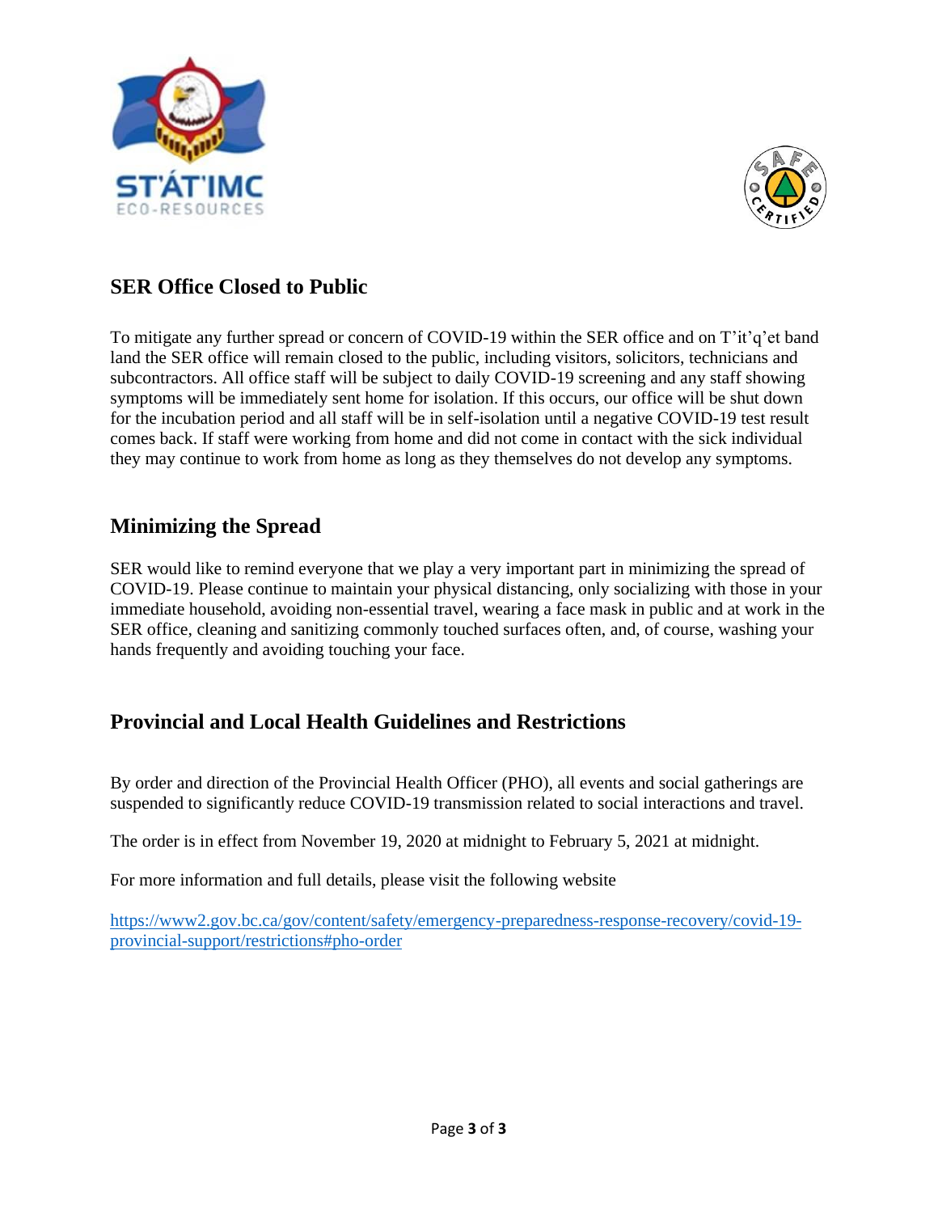## SER Office Closed to Public

To mitigate any further spread or concern of COVID-19 within the SER office and on T'it'q'et band land the SER office will remain closed to the public, including visitors, solicitors, technicians and subcontractors. All office staff will be subject to daily COVID-19 screening and any staff showing symptoms will be immediately sent home for isolation. If this occurs, our office will be shut down for the incubation period and all staff will be in self-isolation until a negative COVID-19 test result comes back. If staff were working from home and did not come in contact with the sick individual they may continue to work from home as long as they themselves do not develop any symptoms.

## Minimizing the Spread

SER would like to remind everyone that we play a very important part in minimizing the spread of COVID-19. Please continue to maintain your physical distancing, only socializing with those in your immediate household, avoiding non-essential travel, wearing a face mask in public and at work in the SER office, cleaning and sanitizing commonly touched surfaces often, and, of course, washing your hands frequently and avoiding touching your face.

## Provincial and Local Health Guidelines and Restrictions

By order and direction of the Provincial Health Officer (PHO), all events and social gatherings are suspended to significantly reduce COVID-19 transmission related to social interactions and travel.

The order is in effect from November 19, 2020 at midnight to February 5, 2021 at midnight.

For more information and full details, please visit the following website

[https://www2.gov.bc.ca/gov/content/safety/emergency-preparedness-response-recovery/covid-19-provincial-support/restrictions#pho-order](https://www2.gov.bc.ca/gov/content/safety/emergency-preparedness-response-recovery/covid-19-provincial-support/restrictions#pho-order)